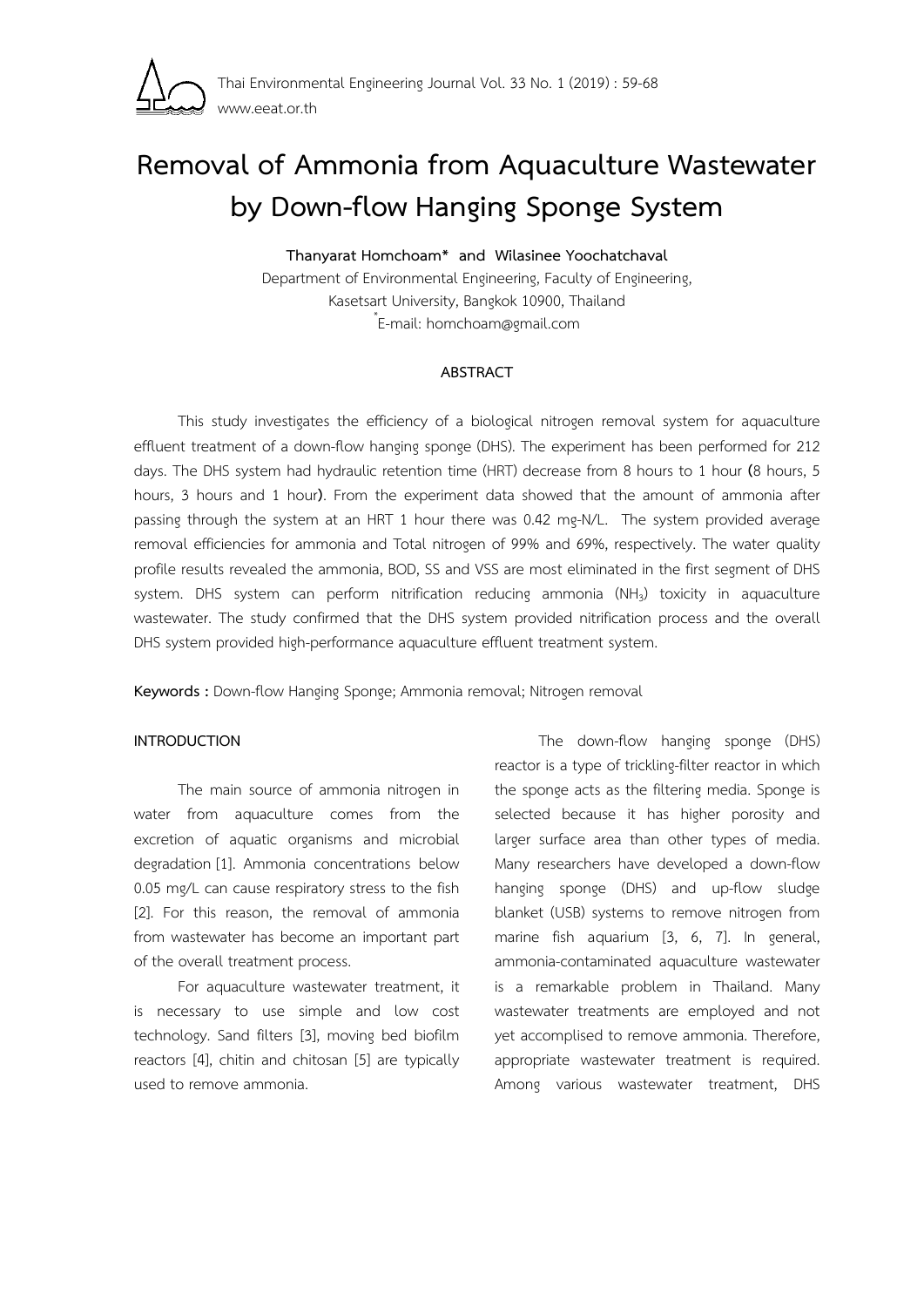# Removal of Ammonia from Aquaculture Wastewater by Down-flow Hanging Sponge System

**Thanyarat Homchoam\* and Wilasinee Yoochatchaval**

Department of Environmental Engineering, Faculty of Engineering, Kasetsart University, Bangkok 10900, Thailand

\*E-mail: homchoam@gmail.com

## ABSTRACT

This study investigates the efficiency of a biological nitrogen removal system for aquaculture effluent treatment of a down-flow hanging sponge (DHS). The experiment has been performed for 212 days. The DHS system had hydraulic retention time (HRT) decrease from 8 hours to 1 hour **(**8 hours, 5 hours, 3 hours and 1 hour**)**. From the experiment data showed that the amount of ammonia after passing through the system at an HRT 1 hour there was 0.42 mg-N/L. The system provided average removal efficiencies for ammonia and Total nitrogen of 99% and 69%, respectively. The water quality profile results revealed the ammonia, BOD, SS and VSS are most eliminated in the first segment of DHS system. DHS system can perform nitrification reducing ammonia ($NH_3$) toxicity in aquaculture wastewater. The study confirmed that the DHS system provided nitrification process and the overall DHS system provided high-performance aquaculture effluent treatment system.

**Keywords :** Down-flow Hanging Sponge; Ammonia removal; Nitrogen removal

## INTRODUCTION

The main source of ammonia nitrogen in water from aquaculture comes from the excretion of aquatic organisms and microbial degradation [1]. Ammonia concentrations below 0.05 mg/L can cause respiratory stress to the fish [2]. For this reason, the removal of ammonia from wastewater has become an important part of the overall treatment process.

For aquaculture wastewater treatment, it is necessary to use simple and low cost technology. Sand filters [3], moving bed biofilm reactors [4], chitin and chitosan [5] are typically used to remove ammonia.

The down-flow hanging sponge (DHS) reactor is a type of trickling-filter reactor in which the sponge acts as the filtering media. Sponge is selected because it has higher porosity and larger surface area than other types of media. Many researchers have developed a down-flow hanging sponge (DHS) and up-flow sludge blanket (USB) systems to remove nitrogen from marine fish aquarium [3, 6, 7]. In general, ammonia-contaminated aquaculture wastewater is a remarkable problem in Thailand. Many wastewater treatments are employed and not yet accomplised to remove ammonia. Therefore, appropriate wastewater treatment is required. Among various wastewater treatment, DHS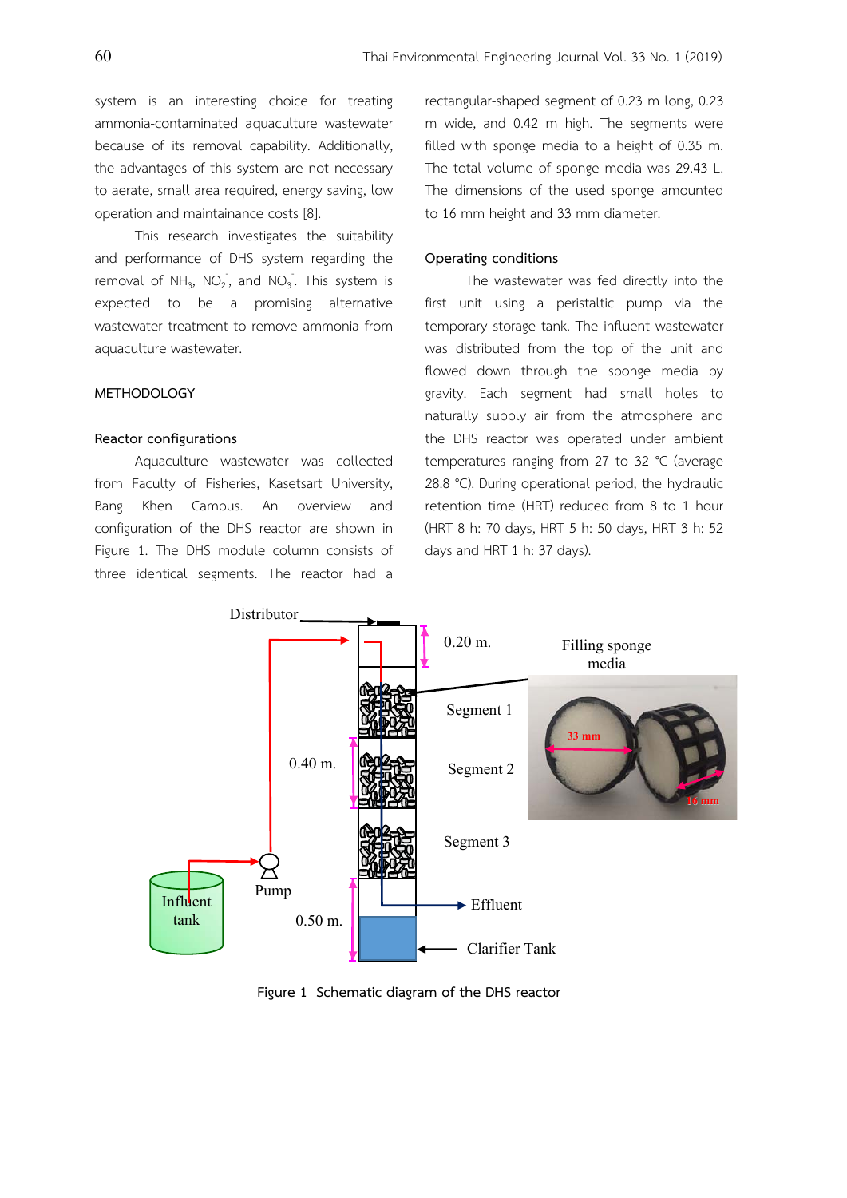system is an interesting choice for treating ammonia-contaminated aquaculture wastewater because of its removal capability. Additionally, the advantages of this system are not necessary to aerate, small area required, energy saving, low operation and maintainance costs [8].

This research investigates the suitability and performance of DHS system regarding the removal of $NH_3$, $NO_2^-$, and $NO_3^-$. This system is expected to be a promising alternative wastewater treatment to remove ammonia from aquaculture wastewater.

## METHODOLOGY

### Reactor configurations

Aquaculture wastewater was collected from Faculty of Fisheries, Kasetsart University, Bang Khen Campus. An overview and configuration of the DHS reactor are shown in Figure 1. The DHS module column consists of three identical segments. The reactor had a rectangular-shaped segment of 0.23 m long, 0.23 m wide, and 0.42 m high. The segments were filled with sponge media to a height of 0.35 m. The total volume of sponge media was 29.43 L. The dimensions of the used sponge amounted to 16 mm height and 33 mm diameter.

### Operating conditions

The wastewater was fed directly into the first unit using a peristaltic pump via the temporary storage tank. The influent wastewater was distributed from the top of the unit and flowed down through the sponge media by gravity. Each segment had small holes to naturally supply air from the atmosphere and the DHS reactor was operated under ambient temperatures ranging from 27 to 32 °C (average 28.8 °C). During operational period, the hydraulic retention time (HRT) reduced from 8 to 1 hour (HRT 8 h: 70 days, HRT 5 h: 50 days, HRT 3 h: 52 days and HRT 1 h: 37 days).

Figure 1 Schematic diagram of the DHS reactor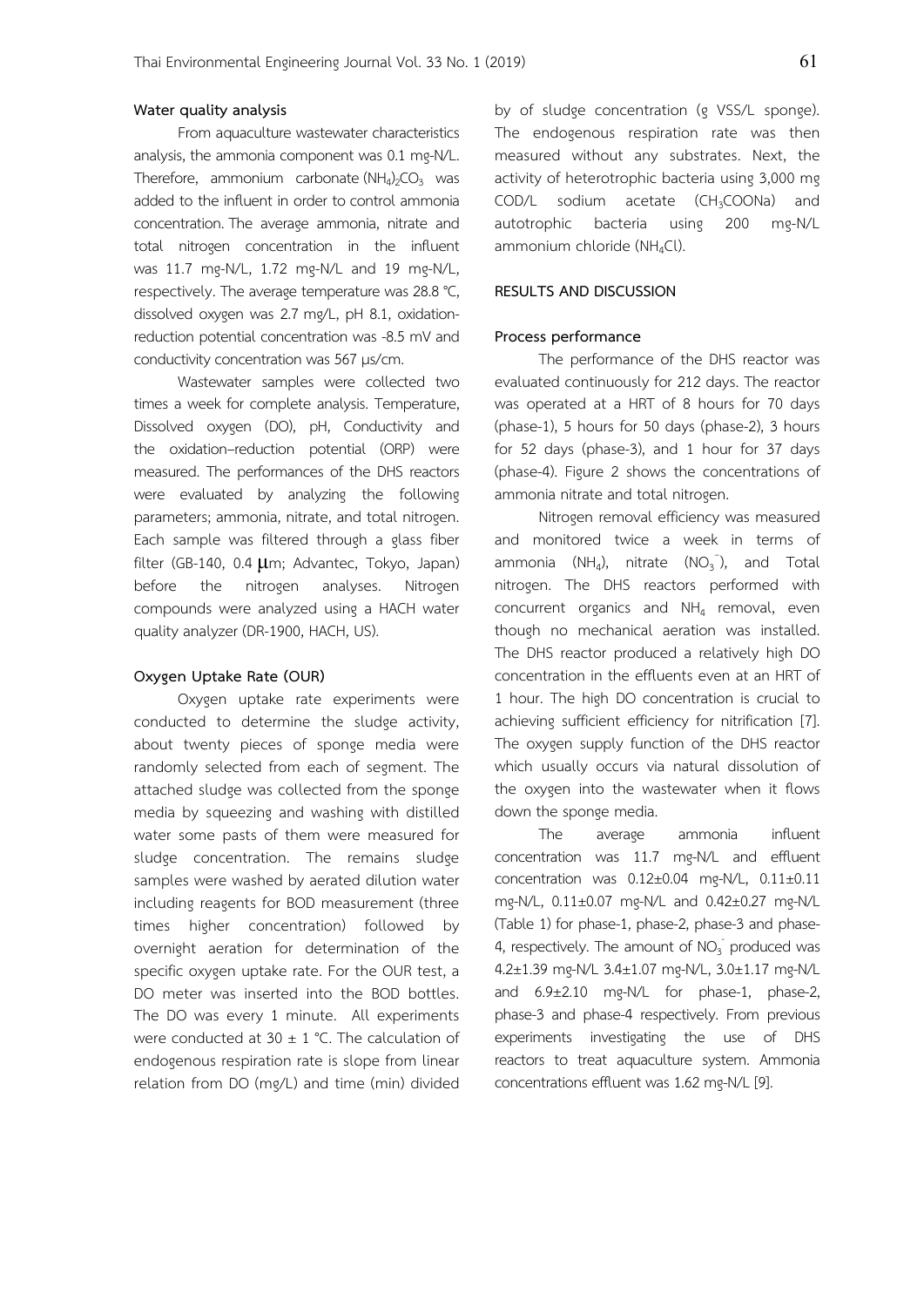### Water quality analysis

From aquaculture wastewater characteristics analysis, the ammonia component was 0.1 mg-N/L. Therefore, ammonium carbonate $(NH_4)_2CO_3$ was added to the influent in order to control ammonia concentration. The average ammonia, nitrate and total nitrogen concentration in the influent was 11.7 mg-N/L, 1.72 mg-N/L and 19 mg-N/L, respectively. The average temperature was 28.8 °C, dissolved oxygen was 2.7 mg/L, pH 8.1, oxidation-reduction potential concentration was -8.5 mV and conductivity concentration was 567 µs/cm.

Wastewater samples were collected two times a week for complete analysis. Temperature, Dissolved oxygen (DO), pH, Conductivity and the oxidation–reduction potential (ORP) were measured. The performances of the DHS reactors were evaluated by analyzing the following parameters; ammonia, nitrate, and total nitrogen. Each sample was filtered through a glass fiber filter (GB-140, 0.4 µm; Advantec, Tokyo, Japan) before the nitrogen analyses. Nitrogen compounds were analyzed using a HACH water quality analyzer (DR-1900, HACH, US).

### Oxygen Uptake Rate (OUR)

Oxygen uptake rate experiments were conducted to determine the sludge activity, about twenty pieces of sponge media were randomly selected from each of segment. The attached sludge was collected from the sponge media by squeezing and washing with distilled water some pasts of them were measured for sludge concentration. The remains sludge samples were washed by aerated dilution water including reagents for BOD measurement (three times higher concentration) followed by overnight aeration for determination of the specific oxygen uptake rate. For the OUR test, a DO meter was inserted into the BOD bottles. The DO was every 1 minute. All experiments were conducted at 30 ± 1 °C. The calculation of endogenous respiration rate is slope from linear relation from DO (mg/L) and time (min) divided by of sludge concentration (g VSS/L sponge). The endogenous respiration rate was then measured without any substrates. Next, the activity of heterotrophic bacteria using 3,000 mg COD/L sodium acetate ($CH_3COONa$) and autotrophic bacteria using 200 mg-N/L ammonium chloride ($NH_4Cl$).

## RESULTS AND DISCUSSION

### Process performance

The performance of the DHS reactor was evaluated continuously for 212 days. The reactor was operated at a HRT of 8 hours for 70 days (phase-1), 5 hours for 50 days (phase-2), 3 hours for 52 days (phase-3), and 1 hour for 37 days (phase-4). Figure 2 shows the concentrations of ammonia nitrate and total nitrogen.

Nitrogen removal efficiency was measured and monitored twice a week in terms of ammonia ($NH_4$), nitrate ($NO_3^-$), and Total nitrogen. The DHS reactors performed with concurrent organics and $NH_4$ removal, even though no mechanical aeration was installed. The DHS reactor produced a relatively high DO concentration in the effluents even at an HRT of 1 hour. The high DO concentration is crucial to achieving sufficient efficiency for nitrification [7]. The oxygen supply function of the DHS reactor which usually occurs via natural dissolution of the oxygen into the wastewater when it flows down the sponge media.

The average ammonia influent concentration was 11.7 mg-N/L and effluent concentration was 0.12±0.04 mg-N/L, 0.11±0.11 mg-N/L, 0.11±0.07 mg-N/L and 0.42±0.27 mg-N/L (Table 1) for phase-1, phase-2, phase-3 and phase-4, respectively. The amount of $NO_3^-$ produced was 4.2±1.39 mg-N/L 3.4±1.07 mg-N/L, 3.0±1.17 mg-N/L and 6.9±2.10 mg-N/L for phase-1, phase-2, phase-3 and phase-4 respectively. From previous experiments investigating the use of DHS reactors to treat aquaculture system. Ammonia concentrations effluent was 1.62 mg-N/L [9].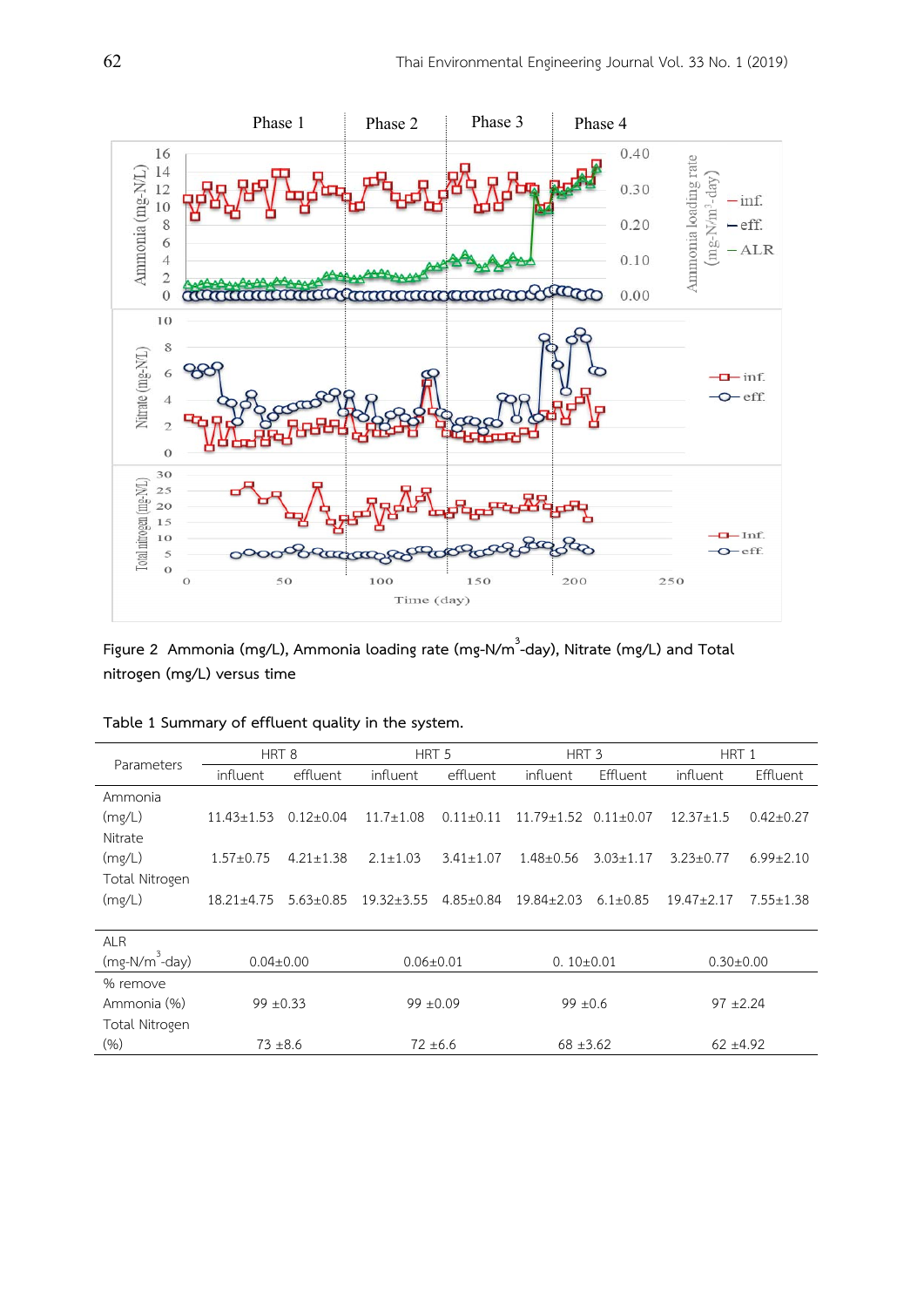Figure 2 Ammonia (mg/L), Ammonia loading rate (mg-N/m$^3$-day), Nitrate (mg/L) and Total nitrogen (mg/L) versus time

Table 1 Summary of effluent quality in the system.

| Parameters | HRT 8 | | HRT 5 | | HRT 3 | | HRT 1 | |
|---|---|---|---|---|---|---|---|---|
| | influent | effluent | influent | effluent | influent | Effluent | influent | Effluent |
| Ammonia (mg/L) | 11.43±1.53 | 0.12±0.04 | 11.7±1.08 | 0.11±0.11 | 11.79±1.52 | 0.11±0.07 | 12.37±1.5 | 0.42±0.27 |
| Nitrate (mg/L) | 1.57±0.75 | 4.21±1.38 | 2.1±1.03 | 3.41±1.07 | 1.48±0.56 | 3.03±1.17 | 3.23±0.77 | 6.99±2.10 |
| Total Nitrogen (mg/L) | 18.21±4.75 | 5.63±0.85 | 19.32±3.55 | 4.85±0.84 | 19.84±2.03 | 6.1±0.85 | 19.47±2.17 | 7.55±1.38 |
| ALR (mg-N/m$^3$-day) | 0.04±0.00 | | 0.06±0.01 | | 0. 10±0.01 | | 0.30±0.00 | |
| % remove Ammonia (%) | 99 ±0.33 | | 99 ±0.09 | | 99 ±0.6 | | 97 ±2.24 | |
| Total Nitrogen (%) | 73 ±8.6 | | 72 ±6.6 | | 68 ±3.62 | | 62 ±4.92 | |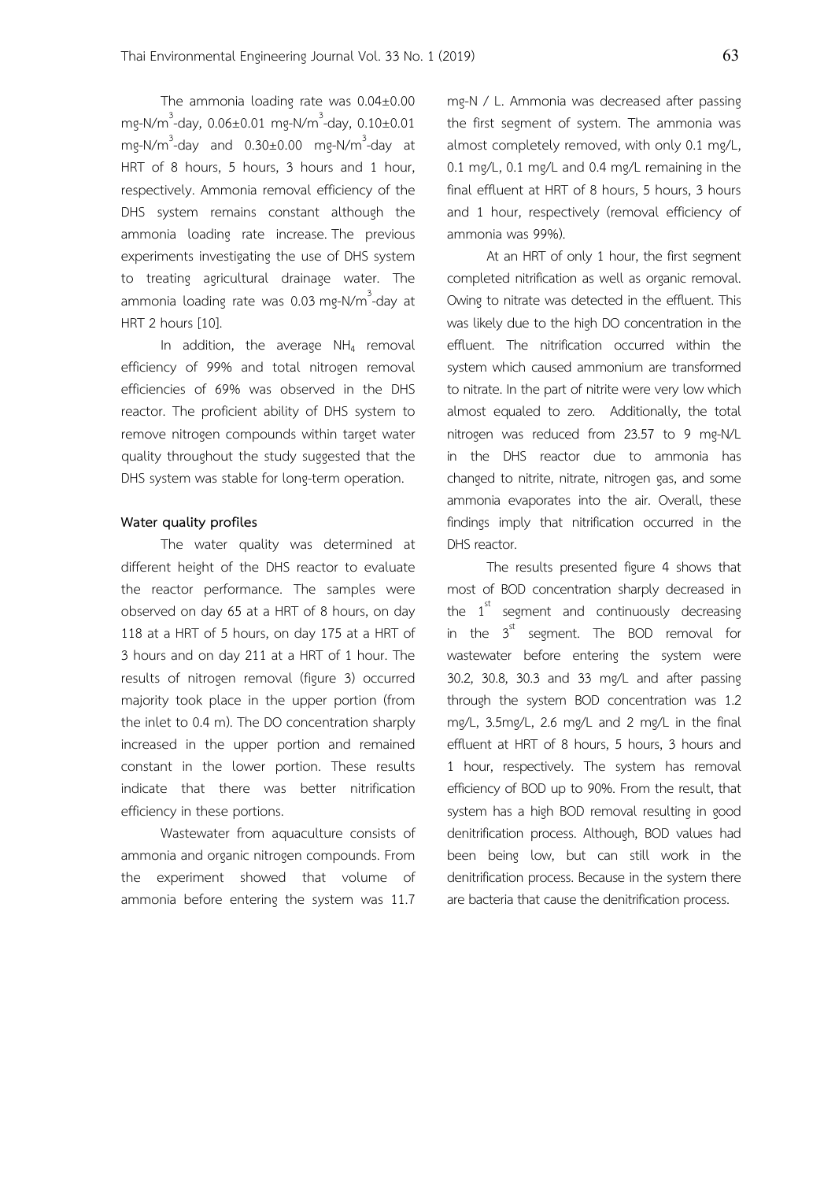The ammonia loading rate was 0.04±0.00 mg-N/m$^3$-day, 0.06±0.01 mg-N/m$^3$-day, 0.10±0.01 mg-N/m$^3$-day and 0.30±0.00 mg-N/m$^3$-day at HRT of 8 hours, 5 hours, 3 hours and 1 hour, respectively. Ammonia removal efficiency of the DHS system remains constant although the ammonia loading rate increase. The previous experiments investigating the use of DHS system to treating agricultural drainage water. The ammonia loading rate was 0.03 mg-N/m$^3$-day at HRT 2 hours [10].

In addition, the average $NH_4$ removal efficiency of 99% and total nitrogen removal efficiencies of 69% was observed in the DHS reactor. The proficient ability of DHS system to remove nitrogen compounds within target water quality throughout the study suggested that the DHS system was stable for long-term operation.

**Water quality profiles**

The water quality was determined at different height of the DHS reactor to evaluate the reactor performance. The samples were observed on day 65 at a HRT of 8 hours, on day 118 at a HRT of 5 hours, on day 175 at a HRT of 3 hours and on day 211 at a HRT of 1 hour. The results of nitrogen removal (figure 3) occurred majority took place in the upper portion (from the inlet to 0.4 m). The DO concentration sharply increased in the upper portion and remained constant in the lower portion. These results indicate that there was better nitrification efficiency in these portions.

Wastewater from aquaculture consists of ammonia and organic nitrogen compounds. From the experiment showed that volume of ammonia before entering the system was 11.7 mg-N / L. Ammonia was decreased after passing the first segment of system. The ammonia was almost completely removed, with only 0.1 mg/L, 0.1 mg/L, 0.1 mg/L and 0.4 mg/L remaining in the final effluent at HRT of 8 hours, 5 hours, 3 hours and 1 hour, respectively (removal efficiency of ammonia was 99%).

At an HRT of only 1 hour, the first segment completed nitrification as well as organic removal. Owing to nitrate was detected in the effluent. This was likely due to the high DO concentration in the effluent. The nitrification occurred within the system which caused ammonium are transformed to nitrate. In the part of nitrite were very low which almost equaled to zero. Additionally, the total nitrogen was reduced from 23.57 to 9 mg-N/L in the DHS reactor due to ammonia has changed to nitrite, nitrate, nitrogen gas, and some ammonia evaporates into the air. Overall, these findings imply that nitrification occurred in the DHS reactor.

The results presented figure 4 shows that most of BOD concentration sharply decreased in the 1$^{st}$ segment and continuously decreasing in the 3$^{st}$ segment. The BOD removal for wastewater before entering the system were 30.2, 30.8, 30.3 and 33 mg/L and after passing through the system BOD concentration was 1.2 mg/L, 3.5mg/L, 2.6 mg/L and 2 mg/L in the final effluent at HRT of 8 hours, 5 hours, 3 hours and 1 hour, respectively. The system has removal efficiency of BOD up to 90%. From the result, that system has a high BOD removal resulting in good denitrification process. Although, BOD values had been being low, but can still work in the denitrification process. Because in the system there are bacteria that cause the denitrification process.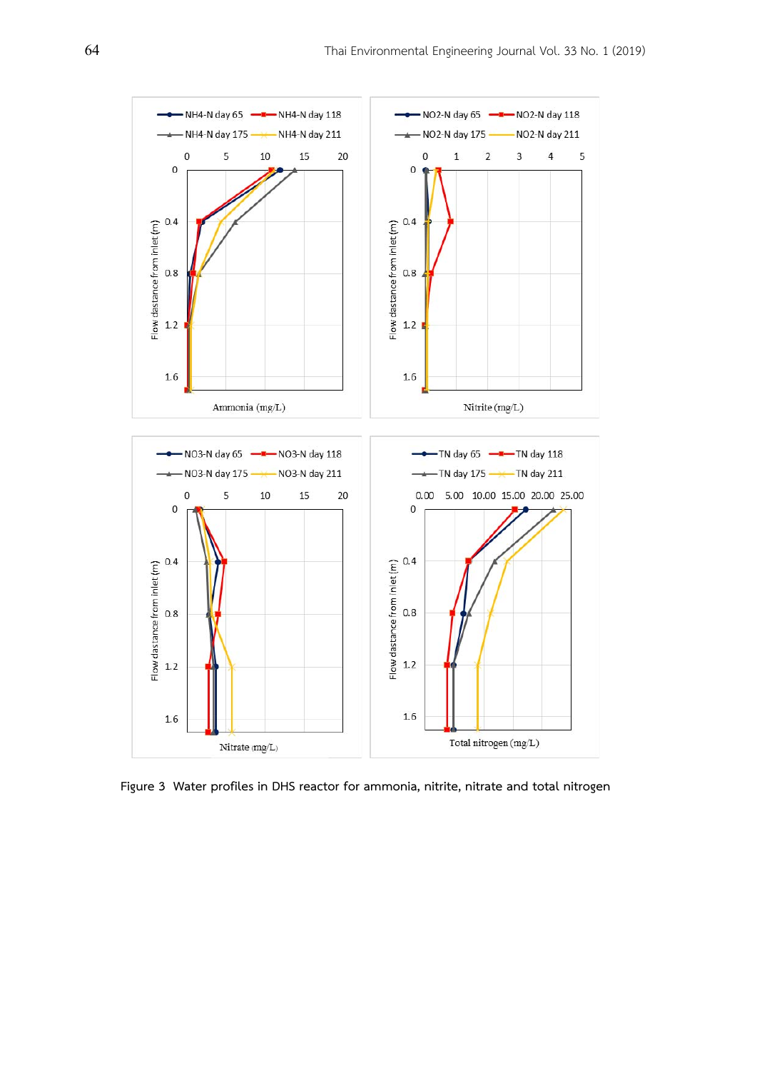Figure 3  Water profiles in DHS reactor for ammonia, nitrite, nitrate and total nitrogen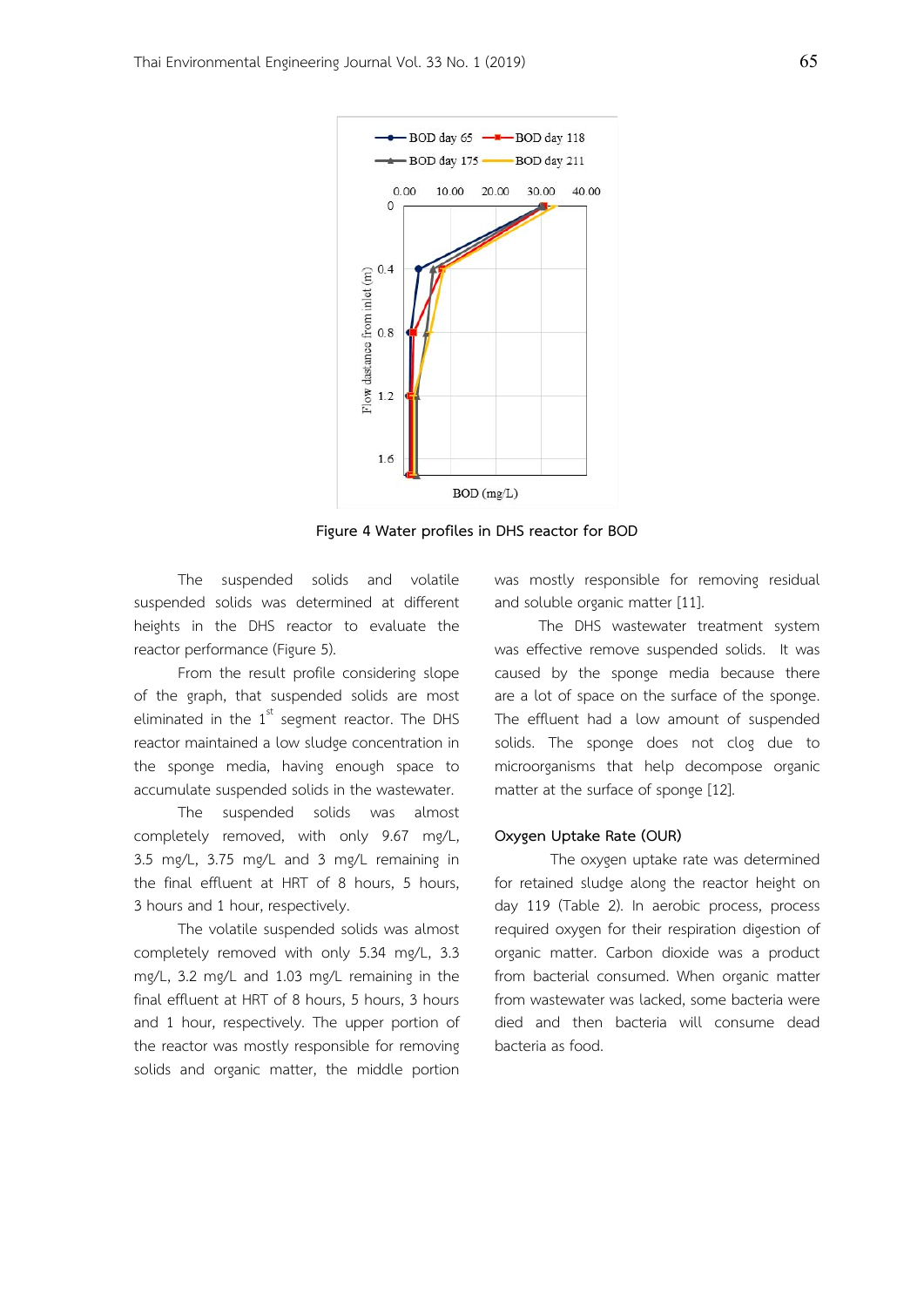Figure 4 Water profiles in DHS reactor for BOD

The suspended solids and volatile suspended solids was determined at different heights in the DHS reactor to evaluate the reactor performance (Figure 5).

From the result profile considering slope of the graph, that suspended solids are most eliminated in the 1st segment reactor. The DHS reactor maintained a low sludge concentration in the sponge media, having enough space to accumulate suspended solids in the wastewater.

The suspended solids was almost completely removed, with only 9.67 mg/L, 3.5 mg/L, 3.75 mg/L and 3 mg/L remaining in the final effluent at HRT of 8 hours, 5 hours, 3 hours and 1 hour, respectively.

The volatile suspended solids was almost completely removed with only 5.34 mg/L, 3.3 mg/L, 3.2 mg/L and 1.03 mg/L remaining in the final effluent at HRT of 8 hours, 5 hours, 3 hours and 1 hour, respectively. The upper portion of the reactor was mostly responsible for removing solids and organic matter, the middle portion was mostly responsible for removing residual and soluble organic matter [11].

The DHS wastewater treatment system was effective remove suspended solids. It was caused by the sponge media because there are a lot of space on the surface of the sponge. The effluent had a low amount of suspended solids. The sponge does not clog due to microorganisms that help decompose organic matter at the surface of sponge [12].

### Oxygen Uptake Rate (OUR)

The oxygen uptake rate was determined for retained sludge along the reactor height on day 119 (Table 2). In aerobic process, process required oxygen for their respiration digestion of organic matter. Carbon dioxide was a product from bacterial consumed. When organic matter from wastewater was lacked, some bacteria were died and then bacteria will consume dead bacteria as food.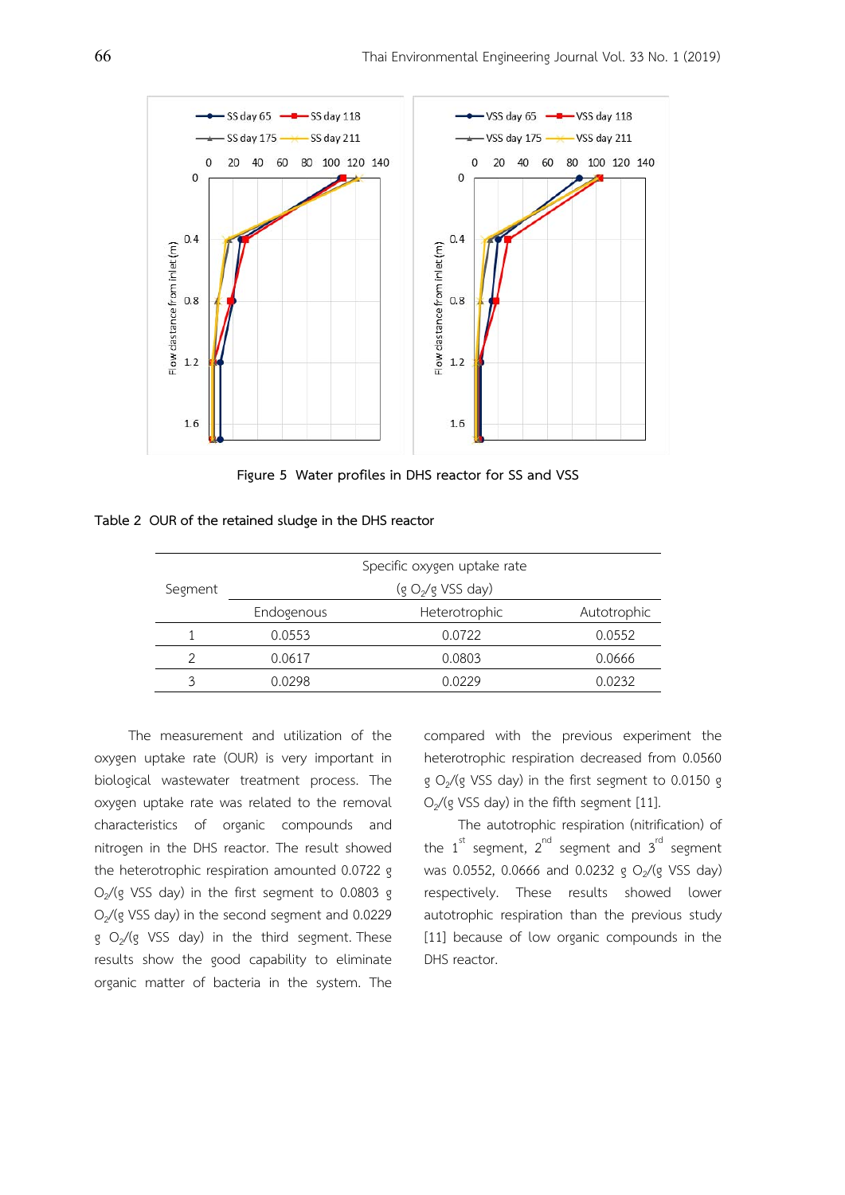Figure 5 Water profiles in DHS reactor for SS and VSS

Table 2 OUR of the retained sludge in the DHS reactor

| Segment | Specific oxygen uptake rate ($g\ O_2/g$ VSS day) | | |
|---|---|---|---|
| | Endogenous | Heterotrophic | Autotrophic |
| 1 | 0.0553 | 0.0722 | 0.0552 |
| 2 | 0.0617 | 0.0803 | 0.0666 |
| 3 | 0.0298 | 0.0229 | 0.0232 |

The measurement and utilization of the oxygen uptake rate (OUR) is very important in biological wastewater treatment process. The oxygen uptake rate was related to the removal characteristics of organic compounds and nitrogen in the DHS reactor. The result showed the heterotrophic respiration amounted 0.0722 g $O_2$/(g VSS day) in the first segment to 0.0803 g $O_2$/(g VSS day) in the second segment and 0.0229 g $O_2$/(g VSS day) in the third segment. These results show the good capability to eliminate organic matter of bacteria in the system. The compared with the previous experiment the heterotrophic respiration decreased from 0.0560 g $O_2$/(g VSS day) in the first segment to 0.0150 g $O_2$/(g VSS day) in the fifth segment [11].

The autotrophic respiration (nitrification) of the 1$^{st}$ segment, 2$^{nd}$ segment and 3$^{rd}$ segment was 0.0552, 0.0666 and 0.0232 g $O_2$/(g VSS day) respectively. These results showed lower autotrophic respiration than the previous study [11] because of low organic compounds in the DHS reactor.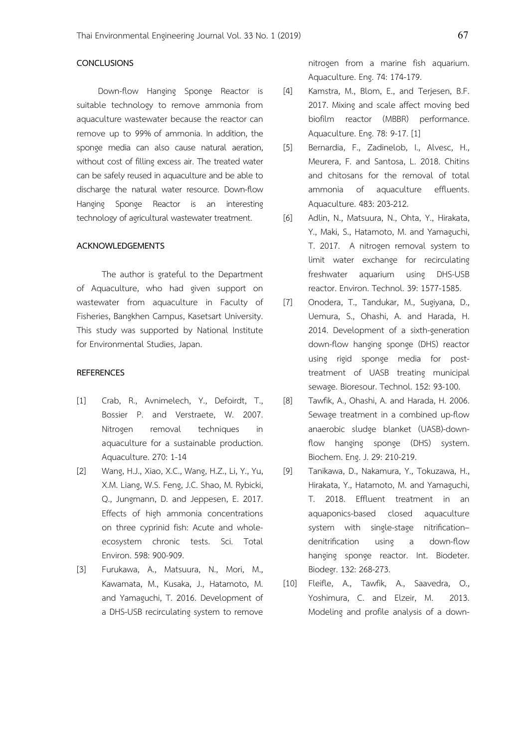## CONCLUSIONS

Down-flow Hanging Sponge Reactor is suitable technology to remove ammonia from aquaculture wastewater because the reactor can remove up to 99% of ammonia. In addition, the sponge media can also cause natural aeration, without cost of filling excess air. The treated water can be safely reused in aquaculture and be able to discharge the natural water resource. Down-flow Hanging Sponge Reactor is an interesting technology of agricultural wastewater treatment.

## ACKNOWLEDGEMENTS

The author is grateful to the Department of Aquaculture, who had given support on wastewater from aquaculture in Faculty of Fisheries, Bangkhen Campus, Kasetsart University. This study was supported by National Institute for Environmental Studies, Japan.

## REFERENCES

[1] Crab, R., Avnimelech, Y., Defoirdt, T., Bossier P. and Verstraete, W. 2007. Nitrogen removal techniques in aquaculture for a sustainable production. Aquaculture. 270: 1-14

[2] Wang, H.J., Xiao, X.C., Wang, H.Z., Li, Y., Yu, X.M. Liang, W.S. Feng, J.C. Shao, M. Rybicki, Q., Jungmann, D. and Jeppesen, E. 2017. Effects of high ammonia concentrations on three cyprinid fish: Acute and whole-ecosystem chronic tests. Sci. Total Environ. 598: 900-909.

[3] Furukawa, A., Matsuura, N., Mori, M., Kawamata, M., Kusaka, J., Hatamoto, M. and Yamaguchi, T. 2016. Development of a DHS-USB recirculating system to remove nitrogen from a marine fish aquarium. Aquaculture. Eng. 74: 174-179.

[4] Kamstra, M., Blom, E., and Terjesen, B.F. 2017. Mixing and scale affect moving bed biofilm reactor (MBBR) performance. Aquaculture. Eng. 78: 9-17. [1]

[5] Bernardia, F., Zadinelob, I., Alvesc, H., Meurera, F. and Santosa, L. 2018. Chitins and chitosans for the removal of total ammonia of aquaculture effluents. Aquaculture. 483: 203-212.

[6] Adlin, N., Matsuura, N., Ohta, Y., Hirakata, Y., Maki, S., Hatamoto, M. and Yamaguchi, T. 2017. A nitrogen removal system to limit water exchange for recirculating freshwater aquarium using DHS-USB reactor. Environ. Technol. 39: 1577-1585.

[7] Onodera, T., Tandukar, M., Sugiyana, D., Uemura, S., Ohashi, A. and Harada, H. 2014. Development of a sixth-generation down-flow hanging sponge (DHS) reactor using rigid sponge media for post-treatment of UASB treating municipal sewage. Bioresour. Technol. 152: 93-100.

[8] Tawfik, A., Ohashi, A. and Harada, H. 2006. Sewage treatment in a combined up-flow anaerobic sludge blanket (UASB)-down-flow hanging sponge (DHS) system. Biochem. Eng. J. 29: 210-219.

[9] Tanikawa, D., Nakamura, Y., Tokuzawa, H., Hirakata, Y., Hatamoto, M. and Yamaguchi, T. 2018. Effluent treatment in an aquaponics-based closed aquaculture system with single-stage nitrification–denitrification using a down-flow hanging sponge reactor. Int. Biodeter. Biodegr. 132: 268-273.

[10] Fleifle, A., Tawfik, A., Saavedra, O., Yoshimura, C. and Elzeir, M. 2013. Modeling and profile analysis of a down-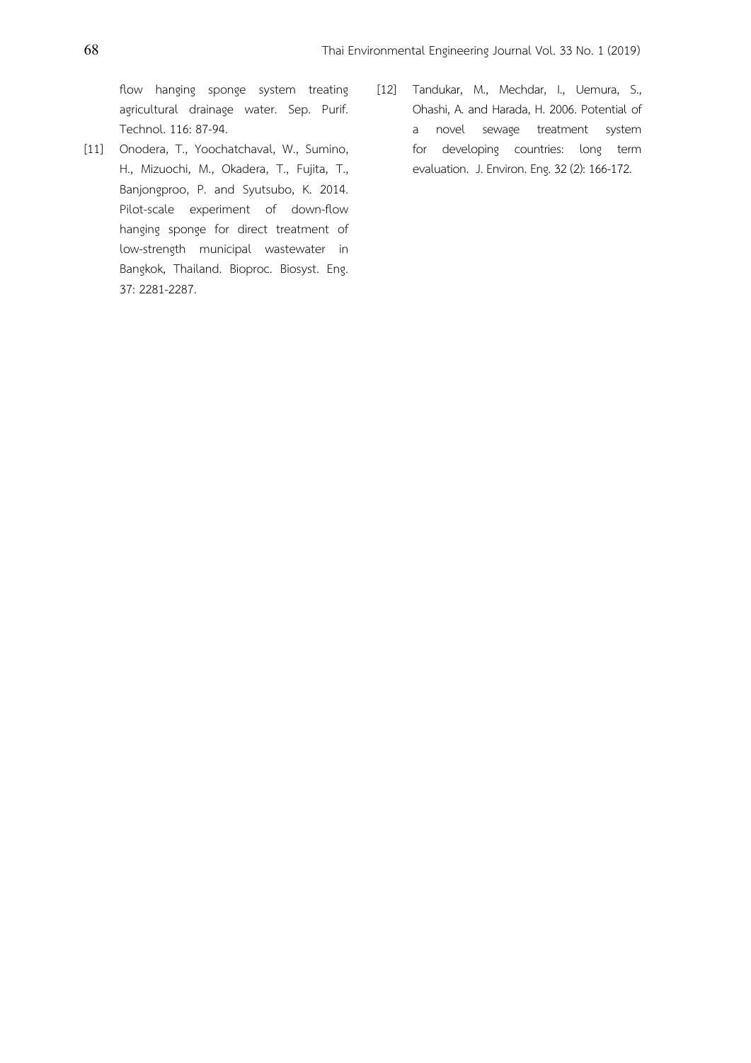flow hanging sponge system treating agricultural drainage water. Sep. Purif. Technol. 116: 87-94.

[11] Onodera, T., Yoochatchaval, W., Sumino, H., Mizuochi, M., Okadera, T., Fujita, T., Banjongproo, P. and Syutsubo, K. 2014. Pilot-scale experiment of down-flow hanging sponge for direct treatment of low-strength municipal wastewater in Bangkok, Thailand. Bioproc. Biosyst. Eng. 37: 2281-2287.

[12] Tandukar, M., Mechdar, I., Uemura, S., Ohashi, A. and Harada, H. 2006. Potential of a novel sewage treatment system for developing countries: long term evaluation. J. Environ. Eng. 32 (2): 166-172.